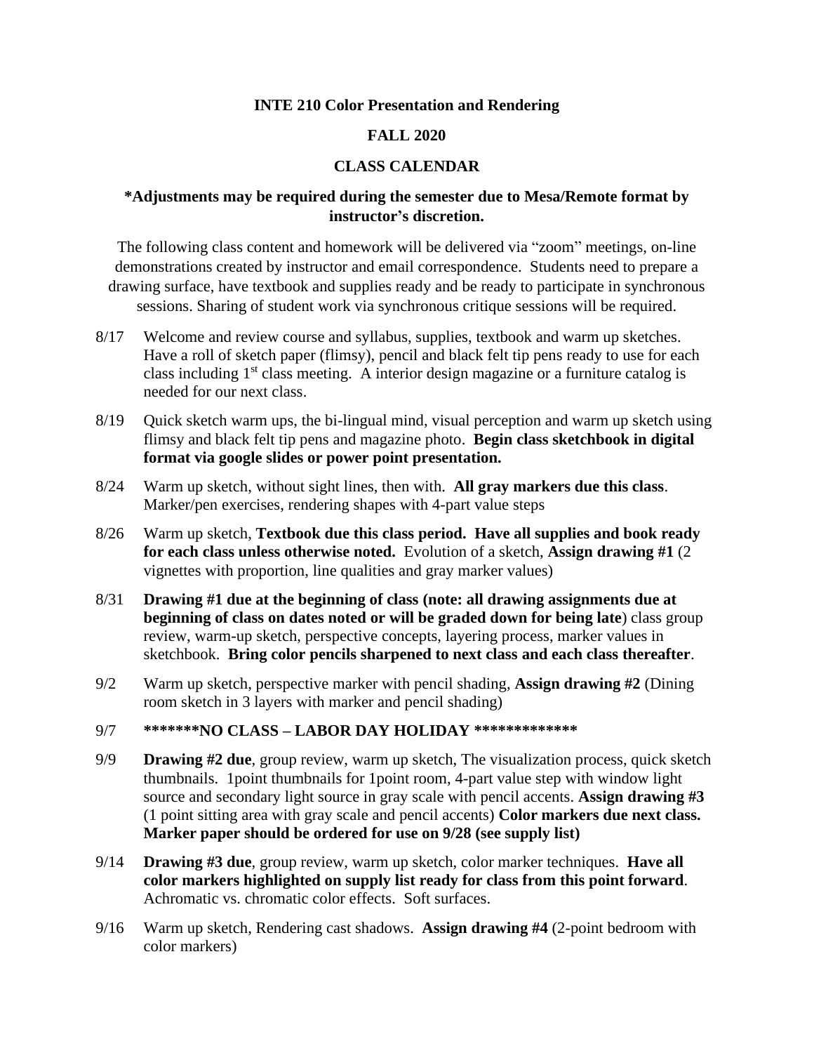**INTE 210 Color Presentation and Rendering**

**FALL 2020**

**CLASS CALENDAR**

**\*Adjustments may be required during the semester due to Mesa/Remote format by instructor's discretion.**

The following class content and homework will be delivered via "zoom" meetings, on-line demonstrations created by instructor and email correspondence. Students need to prepare a drawing surface, have textbook and supplies ready and be ready to participate in synchronous sessions. Sharing of student work via synchronous critique sessions will be required.

8/17 Welcome and review course and syllabus, supplies, textbook and warm up sketches. Have a roll of sketch paper (flimsy), pencil and black felt tip pens ready to use for each class including 1st class meeting. A interior design magazine or a furniture catalog is needed for our next class.

8/19 Quick sketch warm ups, the bi-lingual mind, visual perception and warm up sketch using flimsy and black felt tip pens and magazine photo. **Begin class sketchbook in digital format via google slides or power point presentation.**

8/24 Warm up sketch, without sight lines, then with. **All gray markers due this class**. Marker/pen exercises, rendering shapes with 4-part value steps

8/26 Warm up sketch, **Textbook due this class period. Have all supplies and book ready for each class unless otherwise noted.** Evolution of a sketch, **Assign drawing #1** (2 vignettes with proportion, line qualities and gray marker values)

8/31 **Drawing #1 due at the beginning of class (note: all drawing assignments due at beginning of class on dates noted or will be graded down for being late**) class group review, warm-up sketch, perspective concepts, layering process, marker values in sketchbook. **Bring color pencils sharpened to next class and each class thereafter**.

9/2 Warm up sketch, perspective marker with pencil shading, **Assign drawing #2** (Dining room sketch in 3 layers with marker and pencil shading)

9/7 **\*\*\*\*\*\*\*NO CLASS – LABOR DAY HOLIDAY \*\*\*\*\*\*\*\*\*\*\*\*\***

9/9 **Drawing #2 due**, group review, warm up sketch, The visualization process, quick sketch thumbnails. 1point thumbnails for 1point room, 4-part value step with window light source and secondary light source in gray scale with pencil accents. **Assign drawing #3** (1 point sitting area with gray scale and pencil accents) **Color markers due next class. Marker paper should be ordered for use on 9/28 (see supply list)**

9/14 **Drawing #3 due**, group review, warm up sketch, color marker techniques. **Have all color markers highlighted on supply list ready for class from this point forward**. Achromatic vs. chromatic color effects. Soft surfaces.

9/16 Warm up sketch, Rendering cast shadows. **Assign drawing #4** (2-point bedroom with color markers)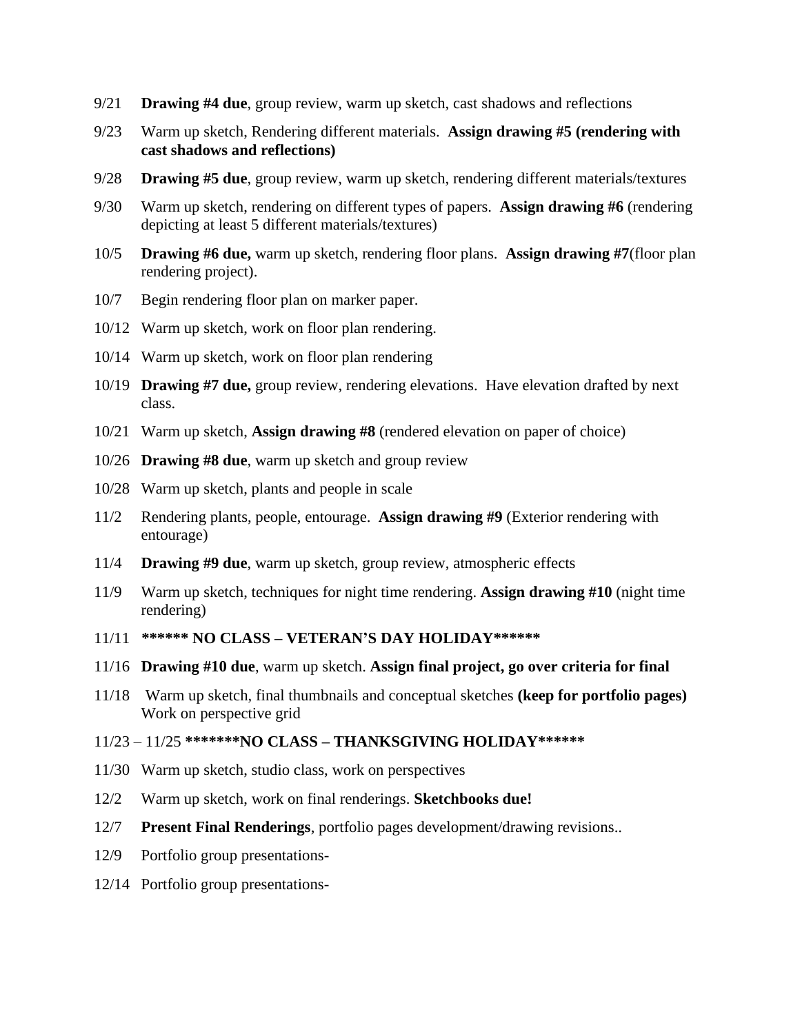9/21 **Drawing #4 due**, group review, warm up sketch, cast shadows and reflections

9/23 Warm up sketch, Rendering different materials. **Assign drawing #5 (rendering with cast shadows and reflections)**

9/28 **Drawing #5 due**, group review, warm up sketch, rendering different materials/textures

9/30 Warm up sketch, rendering on different types of papers. **Assign drawing #6** (rendering depicting at least 5 different materials/textures)

10/5 **Drawing #6 due,** warm up sketch, rendering floor plans. **Assign drawing #7**(floor plan rendering project).

10/7 Begin rendering floor plan on marker paper.

10/12 Warm up sketch, work on floor plan rendering.

10/14 Warm up sketch, work on floor plan rendering

10/19 **Drawing #7 due,** group review, rendering elevations. Have elevation drafted by next class.

10/21 Warm up sketch, **Assign drawing #8** (rendered elevation on paper of choice)

10/26 **Drawing #8 due**, warm up sketch and group review

10/28 Warm up sketch, plants and people in scale

11/2 Rendering plants, people, entourage. **Assign drawing #9** (Exterior rendering with entourage)

11/4 **Drawing #9 due**, warm up sketch, group review, atmospheric effects

11/9 Warm up sketch, techniques for night time rendering. **Assign drawing #10** (night time rendering)

11/11 ****** NO CLASS – VETERAN'S DAY HOLIDAY******

11/16 **Drawing #10 due**, warm up sketch. **Assign final project, go over criteria for final**

11/18 Warm up sketch, final thumbnails and conceptual sketches **(keep for portfolio pages)** Work on perspective grid

11/23 – 11/25 *******NO CLASS – THANKSGIVING HOLIDAY******

11/30 Warm up sketch, studio class, work on perspectives

12/2 Warm up sketch, work on final renderings. **Sketchbooks due!**

12/7 **Present Final Renderings**, portfolio pages development/drawing revisions..

12/9 Portfolio group presentations-

12/14 Portfolio group presentations-